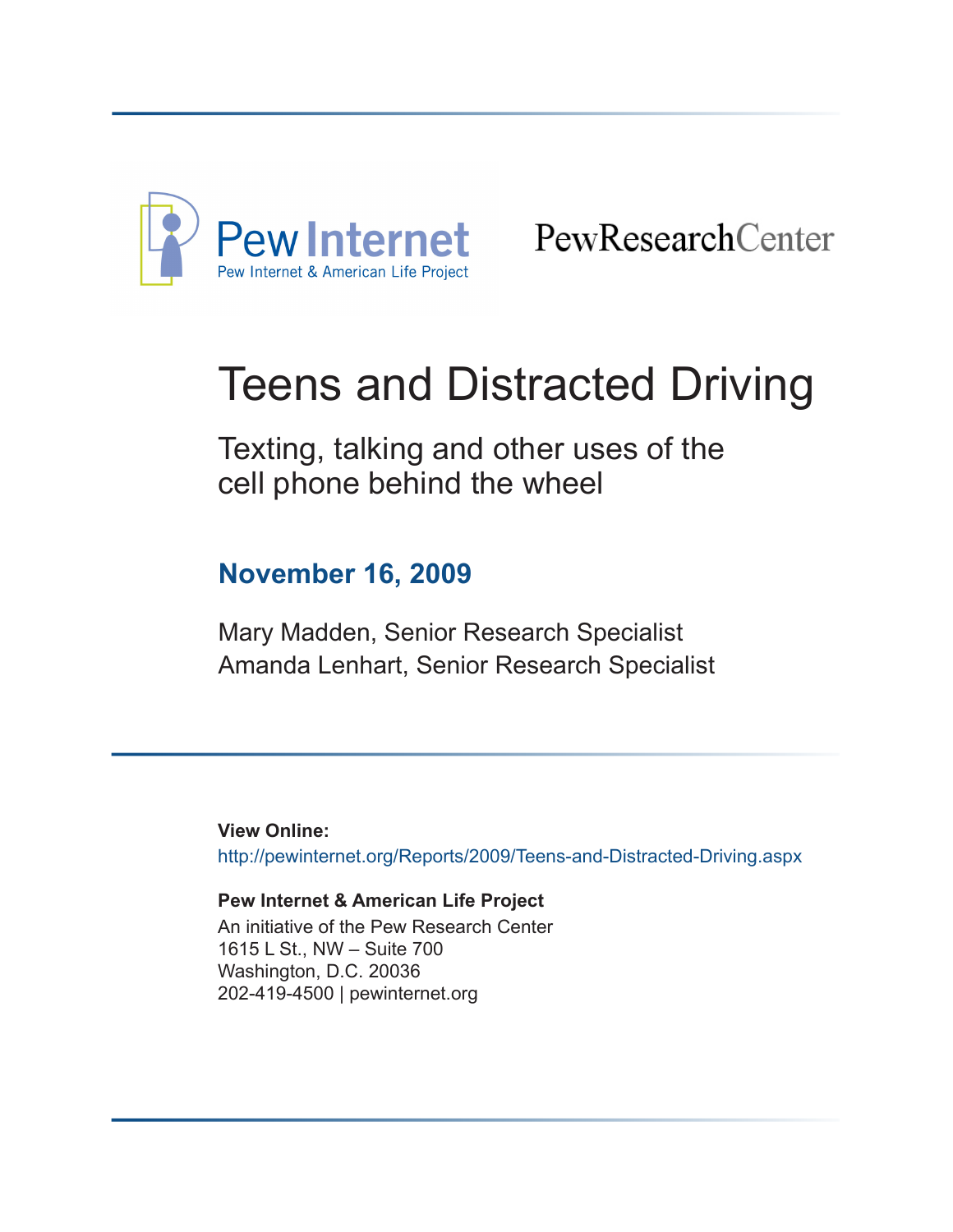Pew Internet

Pew Internet & American Life Project

PewResearchCenter

# Teens and Distracted Driving

## Texting, talking and other uses of the cell phone behind the wheel

**November 16, 2009**

Mary Madden, Senior Research Specialist
Amanda Lenhart, Senior Research Specialist

**View Online:**
http://pewinternet.org/Reports/2009/Teens-and-Distracted-Driving.aspx

**Pew Internet & American Life Project**
An initiative of the Pew Research Center
1615 L St., NW – Suite 700
Washington, D.C. 20036
202-419-4500 | pewinternet.org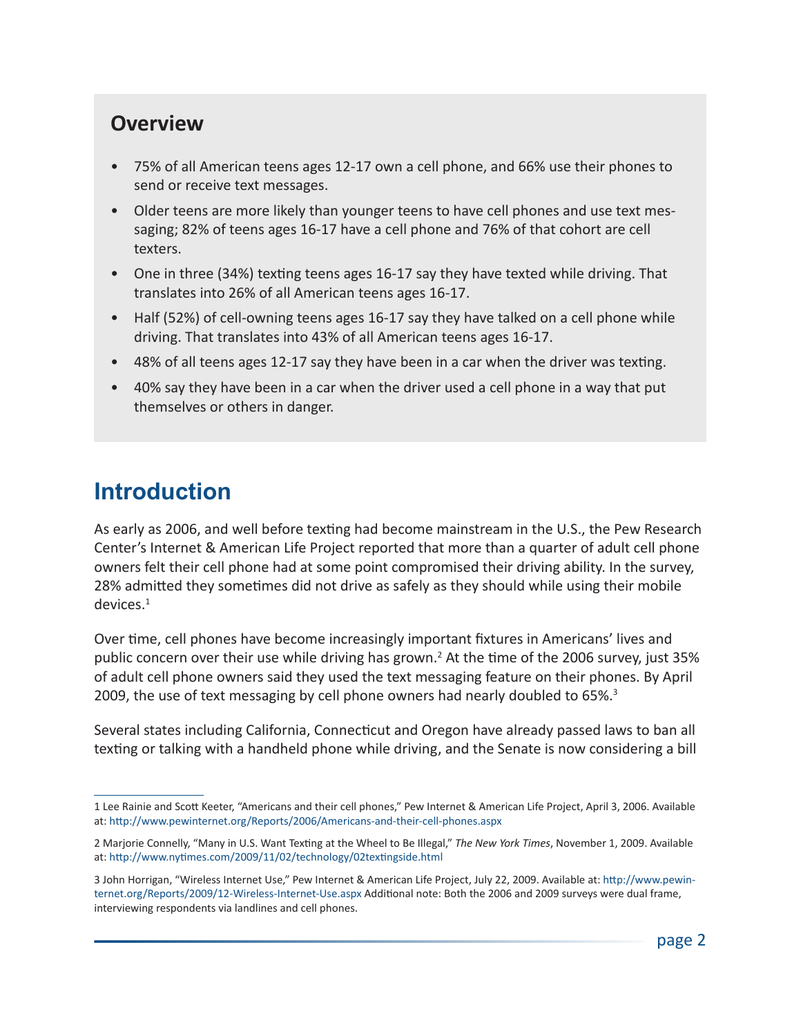## Overview

- 75% of all American teens ages 12-17 own a cell phone, and 66% use their phones to send or receive text messages.
- Older teens are more likely than younger teens to have cell phones and use text messaging; 82% of teens ages 16-17 have a cell phone and 76% of that cohort are cell texters.
- One in three (34%) texting teens ages 16-17 say they have texted while driving. That translates into 26% of all American teens ages 16-17.
- Half (52%) of cell-owning teens ages 16-17 say they have talked on a cell phone while driving. That translates into 43% of all American teens ages 16-17.
- 48% of all teens ages 12-17 say they have been in a car when the driver was texting.
- 40% say they have been in a car when the driver used a cell phone in a way that put themselves or others in danger.

# Introduction

As early as 2006, and well before texting had become mainstream in the U.S., the Pew Research Center's Internet & American Life Project reported that more than a quarter of adult cell phone owners felt their cell phone had at some point compromised their driving ability. In the survey, 28% admitted they sometimes did not drive as safely as they should while using their mobile devices.[1]

Over time, cell phones have become increasingly important fixtures in Americans' lives and public concern over their use while driving has grown.[2] At the time of the 2006 survey, just 35% of adult cell phone owners said they used the text messaging feature on their phones. By April 2009, the use of text messaging by cell phone owners had nearly doubled to 65%.[3]

Several states including California, Connecticut and Oregon have already passed laws to ban all texting or talking with a handheld phone while driving, and the Senate is now considering a bill

---

1 Lee Rainie and Scott Keeter, "Americans and their cell phones," Pew Internet & American Life Project, April 3, 2006. Available at: http://www.pewinternet.org/Reports/2006/Americans-and-their-cell-phones.aspx

2 Marjorie Connelly, "Many in U.S. Want Texting at the Wheel to Be Illegal," *The New York Times*, November 1, 2009. Available at: http://www.nytimes.com/2009/11/02/technology/02textingside.html

3 John Horrigan, "Wireless Internet Use," Pew Internet & American Life Project, July 22, 2009. Available at: http://www.pewinternet.org/Reports/2009/12-Wireless-Internet-Use.aspx Additional note: Both the 2006 and 2009 surveys were dual frame, interviewing respondents via landlines and cell phones.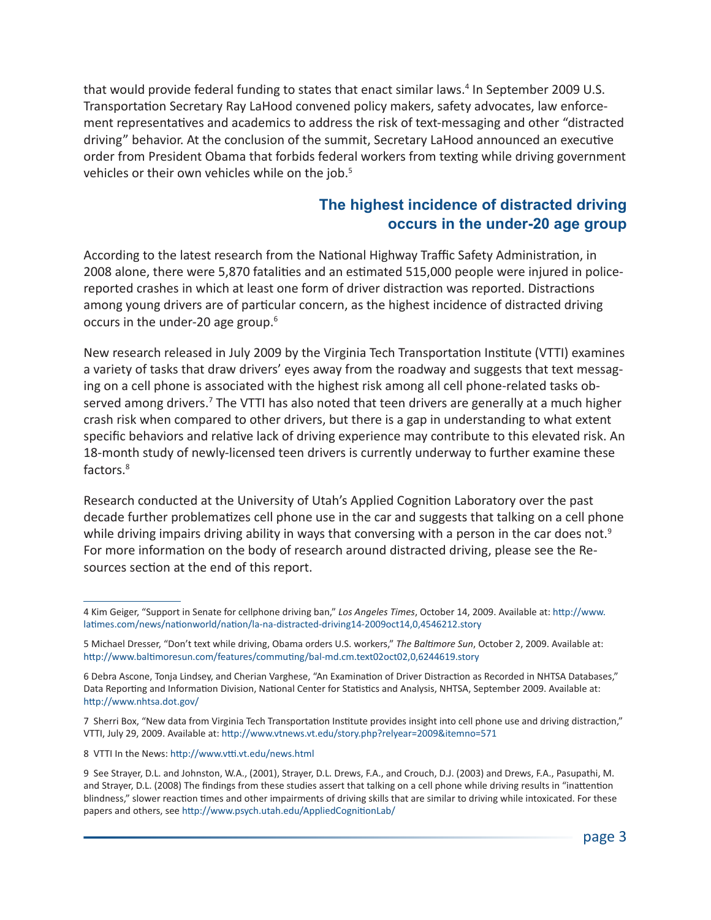that would provide federal funding to states that enact similar laws.[4] In September 2009 U.S. Transportation Secretary Ray LaHood convened policy makers, safety advocates, law enforcement representatives and academics to address the risk of text-messaging and other "distracted driving" behavior. At the conclusion of the summit, Secretary LaHood announced an executive order from President Obama that forbids federal workers from texting while driving government vehicles or their own vehicles while on the job.[5]

## The highest incidence of distracted driving occurs in the under-20 age group

According to the latest research from the National Highway Traffic Safety Administration, in 2008 alone, there were 5,870 fatalities and an estimated 515,000 people were injured in police-reported crashes in which at least one form of driver distraction was reported. Distractions among young drivers are of particular concern, as the highest incidence of distracted driving occurs in the under-20 age group.[6]

New research released in July 2009 by the Virginia Tech Transportation Institute (VTTI) examines a variety of tasks that draw drivers' eyes away from the roadway and suggests that text messaging on a cell phone is associated with the highest risk among all cell phone-related tasks observed among drivers.[7] The VTTI has also noted that teen drivers are generally at a much higher crash risk when compared to other drivers, but there is a gap in understanding to what extent specific behaviors and relative lack of driving experience may contribute to this elevated risk. An 18-month study of newly-licensed teen drivers is currently underway to further examine these factors.[8]

Research conducted at the University of Utah's Applied Cognition Laboratory over the past decade further problematizes cell phone use in the car and suggests that talking on a cell phone while driving impairs driving ability in ways that conversing with a person in the car does not.[9] For more information on the body of research around distracted driving, please see the Resources section at the end of this report.

---

4 Kim Geiger, "Support in Senate for cellphone driving ban," *Los Angeles Times*, October 14, 2009. Available at: http://www.latimes.com/news/nationworld/nation/la-na-distracted-driving14-2009oct14,0,4546212.story

5 Michael Dresser, "Don't text while driving, Obama orders U.S. workers," *The Baltimore Sun*, October 2, 2009. Available at: http://www.baltimoresun.com/features/commuting/bal-md.cm.text02oct02,0,6244619.story

6 Debra Ascone, Tonja Lindsey, and Cherian Varghese, "An Examination of Driver Distraction as Recorded in NHTSA Databases," Data Reporting and Information Division, National Center for Statistics and Analysis, NHTSA, September 2009. Available at: http://www.nhtsa.dot.gov/

7 Sherri Box, "New data from Virginia Tech Transportation Institute provides insight into cell phone use and driving distraction," VTTI, July 29, 2009. Available at: http://www.vtnews.vt.edu/story.php?relyear=2009&itemno=571

8 VTTI In the News: http://www.vtti.vt.edu/news.html

9 See Strayer, D.L. and Johnston, W.A., (2001), Strayer, D.L. Drews, F.A., and Crouch, D.J. (2003) and Drews, F.A., Pasupathi, M. and Strayer, D.L. (2008) The findings from these studies assert that talking on a cell phone while driving results in "inattention blindness," slower reaction times and other impairments of driving skills that are similar to driving while intoxicated. For these papers and others, see http://www.psych.utah.edu/AppliedCognitionLab/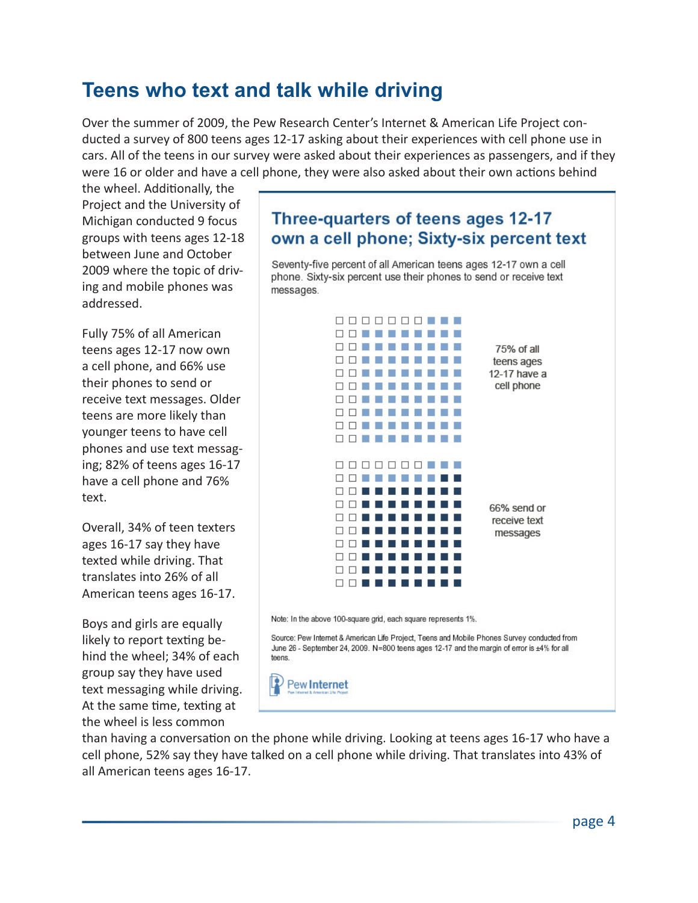# Teens who text and talk while driving

Over the summer of 2009, the Pew Research Center's Internet & American Life Project conducted a survey of 800 teens ages 12-17 asking about their experiences with cell phone use in cars. All of the teens in our survey were asked about their experiences as passengers, and if they were 16 or older and have a cell phone, they were also asked about their own actions behind the wheel. Additionally, the Project and the University of Michigan conducted 9 focus groups with teens ages 12-18 between June and October 2009 where the topic of driving and mobile phones was addressed.

Fully 75% of all American teens ages 12-17 now own a cell phone, and 66% use their phones to send or receive text messages. Older teens are more likely than younger teens to have cell phones and use text messaging; 82% of teens ages 16-17 have a cell phone and 76% text.

Overall, 34% of teen texters ages 16-17 say they have texted while driving. That translates into 26% of all American teens ages 16-17.

Boys and girls are equally likely to report texting behind the wheel; 34% of each group say they have used text messaging while driving. At the same time, texting at the wheel is less common than having a conversation on the phone while driving. Looking at teens ages 16-17 who have a cell phone, 52% say they have talked on a cell phone while driving. That translates into 43% of all American teens ages 16-17.

## Three-quarters of teens ages 12-17 own a cell phone; Sixty-six percent text

Seventy-five percent of all American teens ages 12-17 own a cell phone. Sixty-six percent use their phones to send or receive text messages.

75% of all teens ages 12-17 have a cell phone

66% send or receive text messages

Note: In the above 100-square grid, each square represents 1%.

Source: Pew Internet & American Life Project, Teens and Mobile Phones Survey conducted from June 26 - September 24, 2009. N=800 teens ages 12-17 and the margin of error is ±4% for all teens.

Pew Internet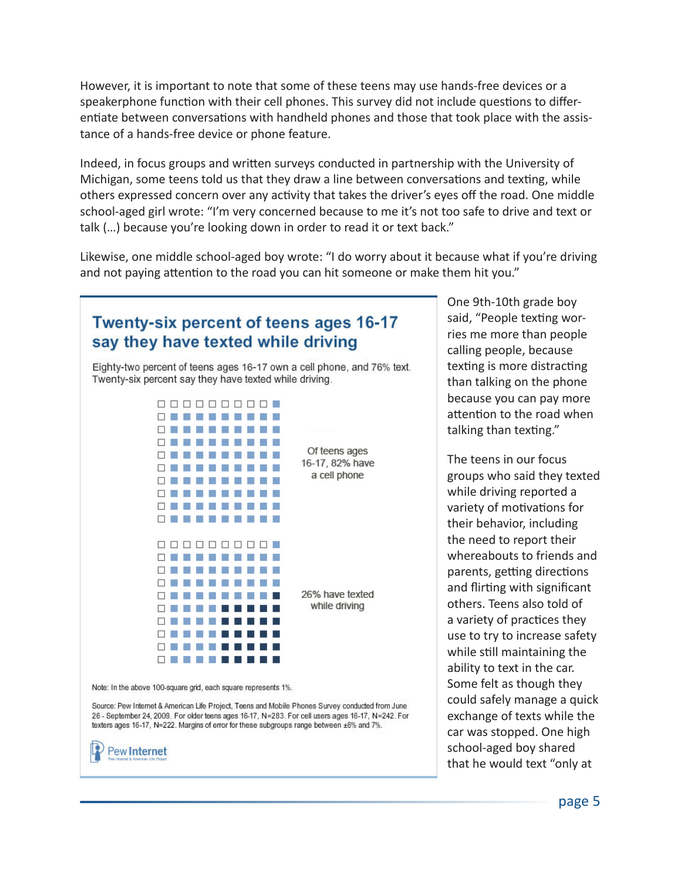However, it is important to note that some of these teens may use hands-free devices or a speakerphone function with their cell phones. This survey did not include questions to differentiate between conversations with handheld phones and those that took place with the assistance of a hands-free device or phone feature.

Indeed, in focus groups and written surveys conducted in partnership with the University of Michigan, some teens told us that they draw a line between conversations and texting, while others expressed concern over any activity that takes the driver's eyes off the road. One middle school-aged girl wrote: "I'm very concerned because to me it's not too safe to drive and text or talk (…) because you're looking down in order to read it or text back."

Likewise, one middle school-aged boy wrote: "I do worry about it because what if you're driving and not paying attention to the road you can hit someone or make them hit you."

## Twenty-six percent of teens ages 16-17 say they have texted while driving

Eighty-two percent of teens ages 16-17 own a cell phone, and 76% text. Twenty-six percent say they have texted while driving.

Of teens ages 16-17, 82% have a cell phone

26% have texted while driving

Note: In the above 100-square grid, each square represents 1%.

Source: Pew Internet & American Life Project, Teens and Mobile Phones Survey conducted from June 26 - September 24, 2009. For older teens ages 16-17, N=283. For cell users ages 16-17, N=242. For texters ages 16-17, N=222. Margins of error for these subgroups range between ±6% and 7%.

Pew Internet

One 9th-10th grade boy said, "People texting worries me more than people calling people, because texting is more distracting than talking on the phone because you can pay more attention to the road when talking than texting."

The teens in our focus groups who said they texted while driving reported a variety of motivations for their behavior, including the need to report their whereabouts to friends and parents, getting directions and flirting with significant others. Teens also told of a variety of practices they use to try to increase safety while still maintaining the ability to text in the car. Some felt as though they could safely manage a quick exchange of texts while the car was stopped. One high school-aged boy shared that he would text "only at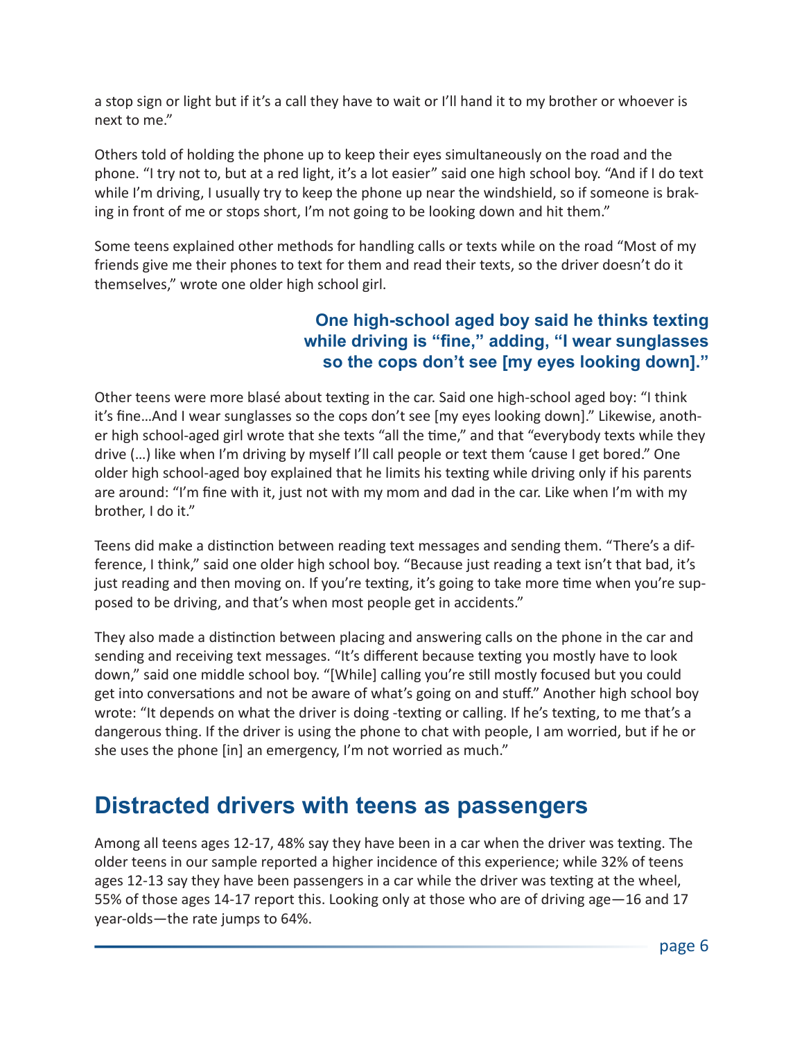a stop sign or light but if it's a call they have to wait or I'll hand it to my brother or whoever is next to me."

Others told of holding the phone up to keep their eyes simultaneously on the road and the phone. "I try not to, but at a red light, it's a lot easier" said one high school boy. "And if I do text while I'm driving, I usually try to keep the phone up near the windshield, so if someone is braking in front of me or stops short, I'm not going to be looking down and hit them."

Some teens explained other methods for handling calls or texts while on the road "Most of my friends give me their phones to text for them and read their texts, so the driver doesn't do it themselves," wrote one older high school girl.

**One high-school aged boy said he thinks texting while driving is "fine," adding, "I wear sunglasses so the cops don't see [my eyes looking down]."**

Other teens were more blasé about texting in the car. Said one high-school aged boy: "I think it's fine…And I wear sunglasses so the cops don't see [my eyes looking down]." Likewise, another high school-aged girl wrote that she texts "all the time," and that "everybody texts while they drive (…) like when I'm driving by myself I'll call people or text them 'cause I get bored." One older high school-aged boy explained that he limits his texting while driving only if his parents are around: "I'm fine with it, just not with my mom and dad in the car. Like when I'm with my brother, I do it."

Teens did make a distinction between reading text messages and sending them. "There's a difference, I think," said one older high school boy. "Because just reading a text isn't that bad, it's just reading and then moving on. If you're texting, it's going to take more time when you're supposed to be driving, and that's when most people get in accidents."

They also made a distinction between placing and answering calls on the phone in the car and sending and receiving text messages. "It's different because texting you mostly have to look down," said one middle school boy. "[While] calling you're still mostly focused but you could get into conversations and not be aware of what's going on and stuff." Another high school boy wrote: "It depends on what the driver is doing -texting or calling. If he's texting, to me that's a dangerous thing. If the driver is using the phone to chat with people, I am worried, but if he or she uses the phone [in] an emergency, I'm not worried as much."

## Distracted drivers with teens as passengers

Among all teens ages 12-17, 48% say they have been in a car when the driver was texting. The older teens in our sample reported a higher incidence of this experience; while 32% of teens ages 12-13 say they have been passengers in a car while the driver was texting at the wheel, 55% of those ages 14-17 report this. Looking only at those who are of driving age—16 and 17 year-olds—the rate jumps to 64%.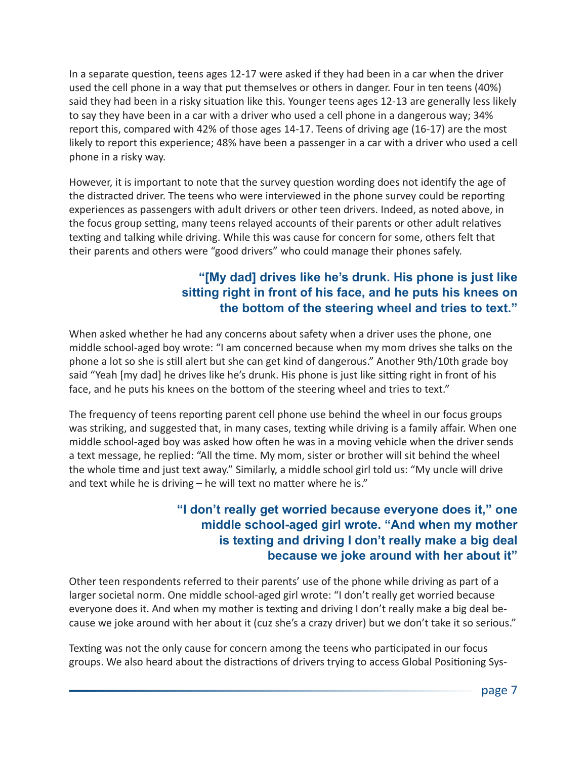In a separate question, teens ages 12-17 were asked if they had been in a car when the driver used the cell phone in a way that put themselves or others in danger. Four in ten teens (40%) said they had been in a risky situation like this. Younger teens ages 12-13 are generally less likely to say they have been in a car with a driver who used a cell phone in a dangerous way; 34% report this, compared with 42% of those ages 14-17. Teens of driving age (16-17) are the most likely to report this experience; 48% have been a passenger in a car with a driver who used a cell phone in a risky way.

However, it is important to note that the survey question wording does not identify the age of the distracted driver. The teens who were interviewed in the phone survey could be reporting experiences as passengers with adult drivers or other teen drivers. Indeed, as noted above, in the focus group setting, many teens relayed accounts of their parents or other adult relatives texting and talking while driving. While this was cause for concern for some, others felt that their parents and others were "good drivers" who could manage their phones safely.

> **"[My dad] drives like he's drunk. His phone is just like sitting right in front of his face, and he puts his knees on the bottom of the steering wheel and tries to text."**

When asked whether he had any concerns about safety when a driver uses the phone, one middle school-aged boy wrote: "I am concerned because when my mom drives she talks on the phone a lot so she is still alert but she can get kind of dangerous." Another 9th/10th grade boy said "Yeah [my dad] he drives like he's drunk. His phone is just like sitting right in front of his face, and he puts his knees on the bottom of the steering wheel and tries to text."

The frequency of teens reporting parent cell phone use behind the wheel in our focus groups was striking, and suggested that, in many cases, texting while driving is a family affair. When one middle school-aged boy was asked how often he was in a moving vehicle when the driver sends a text message, he replied: "All the time. My mom, sister or brother will sit behind the wheel the whole time and just text away." Similarly, a middle school girl told us: "My uncle will drive and text while he is driving – he will text no matter where he is."

> **"I don't really get worried because everyone does it," one middle school-aged girl wrote. "And when my mother is texting and driving I don't really make a big deal because we joke around with her about it"**

Other teen respondents referred to their parents' use of the phone while driving as part of a larger societal norm. One middle school-aged girl wrote: "I don't really get worried because everyone does it. And when my mother is texting and driving I don't really make a big deal because we joke around with her about it (cuz she's a crazy driver) but we don't take it so serious."

Texting was not the only cause for concern among the teens who participated in our focus groups. We also heard about the distractions of drivers trying to access Global Positioning Sys-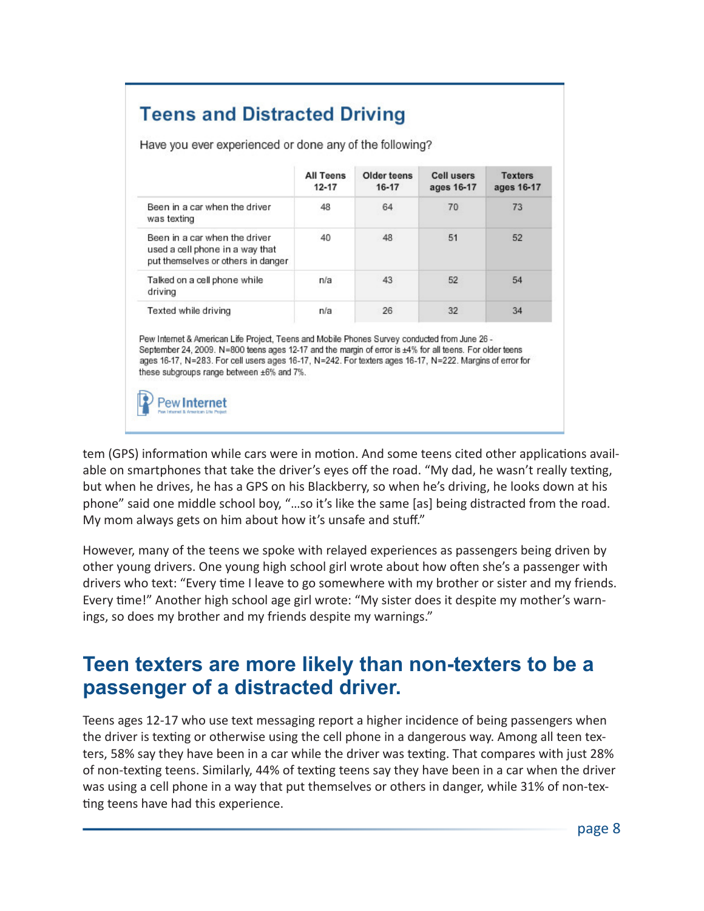## Teens and Distracted Driving

Have you ever experienced or done any of the following?

| | All Teens 12-17 | Older teens 16-17 | Cell users ages 16-17 | Texters ages 16-17 |
|---|---|---|---|---|
| Been in a car when the driver was texting | 48 | 64 | 70 | 73 |
| Been in a car when the driver used a cell phone in a way that put themselves or others in danger | 40 | 48 | 51 | 52 |
| Talked on a cell phone while driving | n/a | 43 | 52 | 54 |
| Texted while driving | n/a | 26 | 32 | 34 |

Pew Internet & American Life Project, Teens and Mobile Phones Survey conducted from June 26 - September 24, 2009. N=800 teens ages 12-17 and the margin of error is ±4% for all teens. For older teens ages 16-17, N=283. For cell users ages 16-17, N=242. For texters ages 16-17, N=222. Margins of error for these subgroups range between ±6% and 7%.

Pew Internet

tem (GPS) information while cars were in motion. And some teens cited other applications available on smartphones that take the driver's eyes off the road. "My dad, he wasn't really texting, but when he drives, he has a GPS on his Blackberry, so when he's driving, he looks down at his phone" said one middle school boy, "…so it's like the same [as] being distracted from the road. My mom always gets on him about how it's unsafe and stuff."

However, many of the teens we spoke with relayed experiences as passengers being driven by other young drivers. One young high school girl wrote about how often she's a passenger with drivers who text: "Every time I leave to go somewhere with my brother or sister and my friends. Every time!" Another high school age girl wrote: "My sister does it despite my mother's warnings, so does my brother and my friends despite my warnings."

## Teen texters are more likely than non-texters to be a passenger of a distracted driver.

Teens ages 12-17 who use text messaging report a higher incidence of being passengers when the driver is texting or otherwise using the cell phone in a dangerous way. Among all teen texters, 58% say they have been in a car while the driver was texting. That compares with just 28% of non-texting teens. Similarly, 44% of texting teens say they have been in a car when the driver was using a cell phone in a way that put themselves or others in danger, while 31% of non-texting teens have had this experience.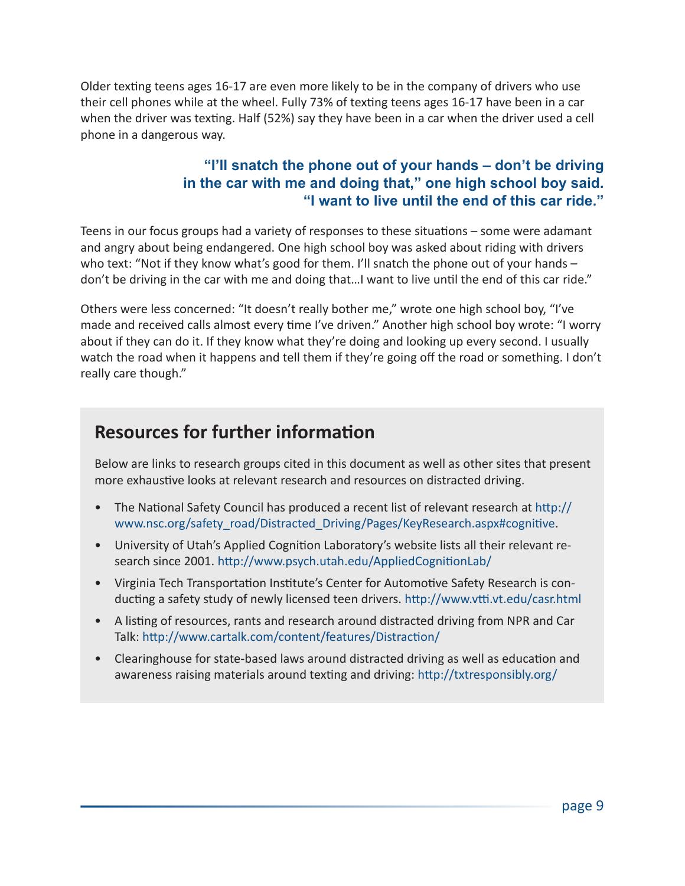Older texting teens ages 16-17 are even more likely to be in the company of drivers who use their cell phones while at the wheel. Fully 73% of texting teens ages 16-17 have been in a car when the driver was texting. Half (52%) say they have been in a car when the driver used a cell phone in a dangerous way.

> **"I'll snatch the phone out of your hands – don't be driving in the car with me and doing that," one high school boy said. "I want to live until the end of this car ride."**

Teens in our focus groups had a variety of responses to these situations – some were adamant and angry about being endangered. One high school boy was asked about riding with drivers who text: "Not if they know what's good for them. I'll snatch the phone out of your hands – don't be driving in the car with me and doing that…I want to live until the end of this car ride."

Others were less concerned: "It doesn't really bother me," wrote one high school boy, "I've made and received calls almost every time I've driven." Another high school boy wrote: "I worry about if they can do it. If they know what they're doing and looking up every second. I usually watch the road when it happens and tell them if they're going off the road or something. I don't really care though."

## Resources for further information

Below are links to research groups cited in this document as well as other sites that present more exhaustive looks at relevant research and resources on distracted driving.

- The National Safety Council has produced a recent list of relevant research at http://www.nsc.org/safety_road/Distracted_Driving/Pages/KeyResearch.aspx#cognitive.
- University of Utah's Applied Cognition Laboratory's website lists all their relevant research since 2001. http://www.psych.utah.edu/AppliedCognitionLab/
- Virginia Tech Transportation Institute's Center for Automotive Safety Research is conducting a safety study of newly licensed teen drivers. http://www.vtti.vt.edu/casr.html
- A listing of resources, rants and research around distracted driving from NPR and Car Talk: http://www.cartalk.com/content/features/Distraction/
- Clearinghouse for state-based laws around distracted driving as well as education and awareness raising materials around texting and driving: http://txtresponsibly.org/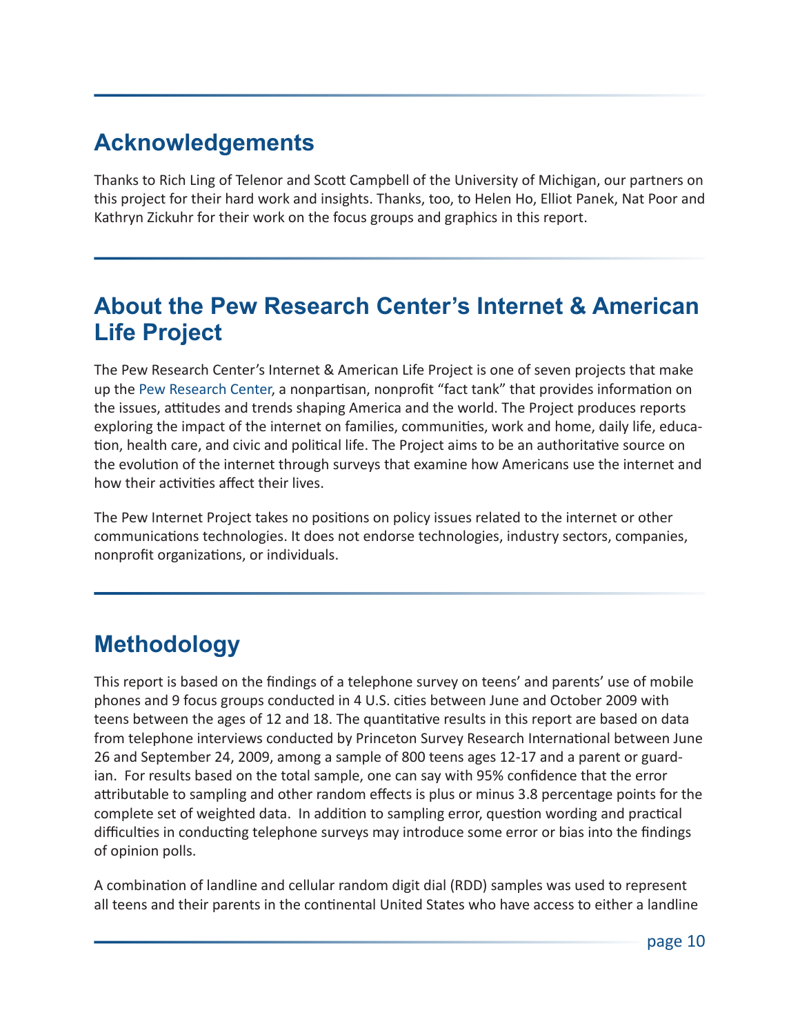## Acknowledgements

Thanks to Rich Ling of Telenor and Scott Campbell of the University of Michigan, our partners on this project for their hard work and insights. Thanks, too, to Helen Ho, Elliot Panek, Nat Poor and Kathryn Zickuhr for their work on the focus groups and graphics in this report.

## About the Pew Research Center's Internet & American Life Project

The Pew Research Center's Internet & American Life Project is one of seven projects that make up the Pew Research Center, a nonpartisan, nonprofit "fact tank" that provides information on the issues, attitudes and trends shaping America and the world. The Project produces reports exploring the impact of the internet on families, communities, work and home, daily life, education, health care, and civic and political life. The Project aims to be an authoritative source on the evolution of the internet through surveys that examine how Americans use the internet and how their activities affect their lives.

The Pew Internet Project takes no positions on policy issues related to the internet or other communications technologies. It does not endorse technologies, industry sectors, companies, nonprofit organizations, or individuals.

## Methodology

This report is based on the findings of a telephone survey on teens' and parents' use of mobile phones and 9 focus groups conducted in 4 U.S. cities between June and October 2009 with teens between the ages of 12 and 18. The quantitative results in this report are based on data from telephone interviews conducted by Princeton Survey Research International between June 26 and September 24, 2009, among a sample of 800 teens ages 12-17 and a parent or guardian. For results based on the total sample, one can say with 95% confidence that the error attributable to sampling and other random effects is plus or minus 3.8 percentage points for the complete set of weighted data. In addition to sampling error, question wording and practical difficulties in conducting telephone surveys may introduce some error or bias into the findings of opinion polls.

A combination of landline and cellular random digit dial (RDD) samples was used to represent all teens and their parents in the continental United States who have access to either a landline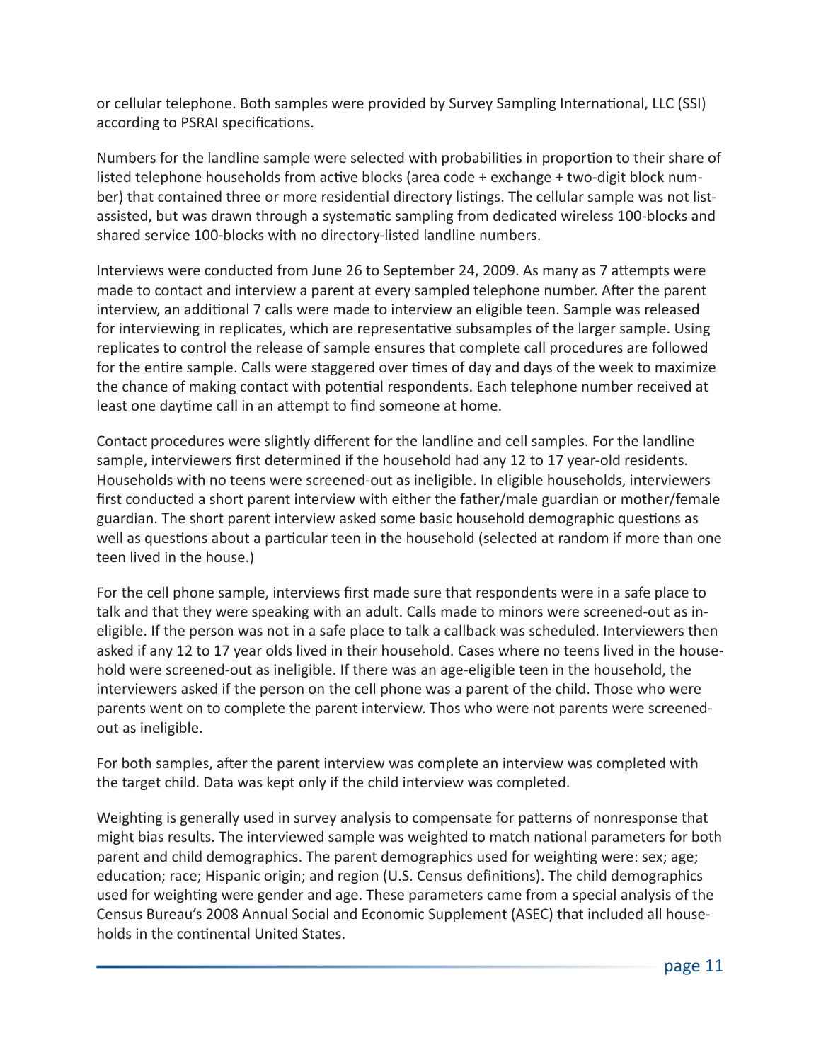or cellular telephone. Both samples were provided by Survey Sampling International, LLC (SSI) according to PSRAI specifications.

Numbers for the landline sample were selected with probabilities in proportion to their share of listed telephone households from active blocks (area code + exchange + two-digit block number) that contained three or more residential directory listings. The cellular sample was not list-assisted, but was drawn through a systematic sampling from dedicated wireless 100-blocks and shared service 100-blocks with no directory-listed landline numbers.

Interviews were conducted from June 26 to September 24, 2009. As many as 7 attempts were made to contact and interview a parent at every sampled telephone number. After the parent interview, an additional 7 calls were made to interview an eligible teen. Sample was released for interviewing in replicates, which are representative subsamples of the larger sample. Using replicates to control the release of sample ensures that complete call procedures are followed for the entire sample. Calls were staggered over times of day and days of the week to maximize the chance of making contact with potential respondents. Each telephone number received at least one daytime call in an attempt to find someone at home.

Contact procedures were slightly different for the landline and cell samples. For the landline sample, interviewers first determined if the household had any 12 to 17 year-old residents. Households with no teens were screened-out as ineligible. In eligible households, interviewers first conducted a short parent interview with either the father/male guardian or mother/female guardian. The short parent interview asked some basic household demographic questions as well as questions about a particular teen in the household (selected at random if more than one teen lived in the house.)

For the cell phone sample, interviews first made sure that respondents were in a safe place to talk and that they were speaking with an adult. Calls made to minors were screened-out as ineligible. If the person was not in a safe place to talk a callback was scheduled. Interviewers then asked if any 12 to 17 year olds lived in their household. Cases where no teens lived in the household were screened-out as ineligible. If there was an age-eligible teen in the household, the interviewers asked if the person on the cell phone was a parent of the child. Those who were parents went on to complete the parent interview. Thos who were not parents were screened-out as ineligible.

For both samples, after the parent interview was complete an interview was completed with the target child. Data was kept only if the child interview was completed.

Weighting is generally used in survey analysis to compensate for patterns of nonresponse that might bias results. The interviewed sample was weighted to match national parameters for both parent and child demographics. The parent demographics used for weighting were: sex; age; education; race; Hispanic origin; and region (U.S. Census definitions). The child demographics used for weighting were gender and age. These parameters came from a special analysis of the Census Bureau's 2008 Annual Social and Economic Supplement (ASEC) that included all households in the continental United States.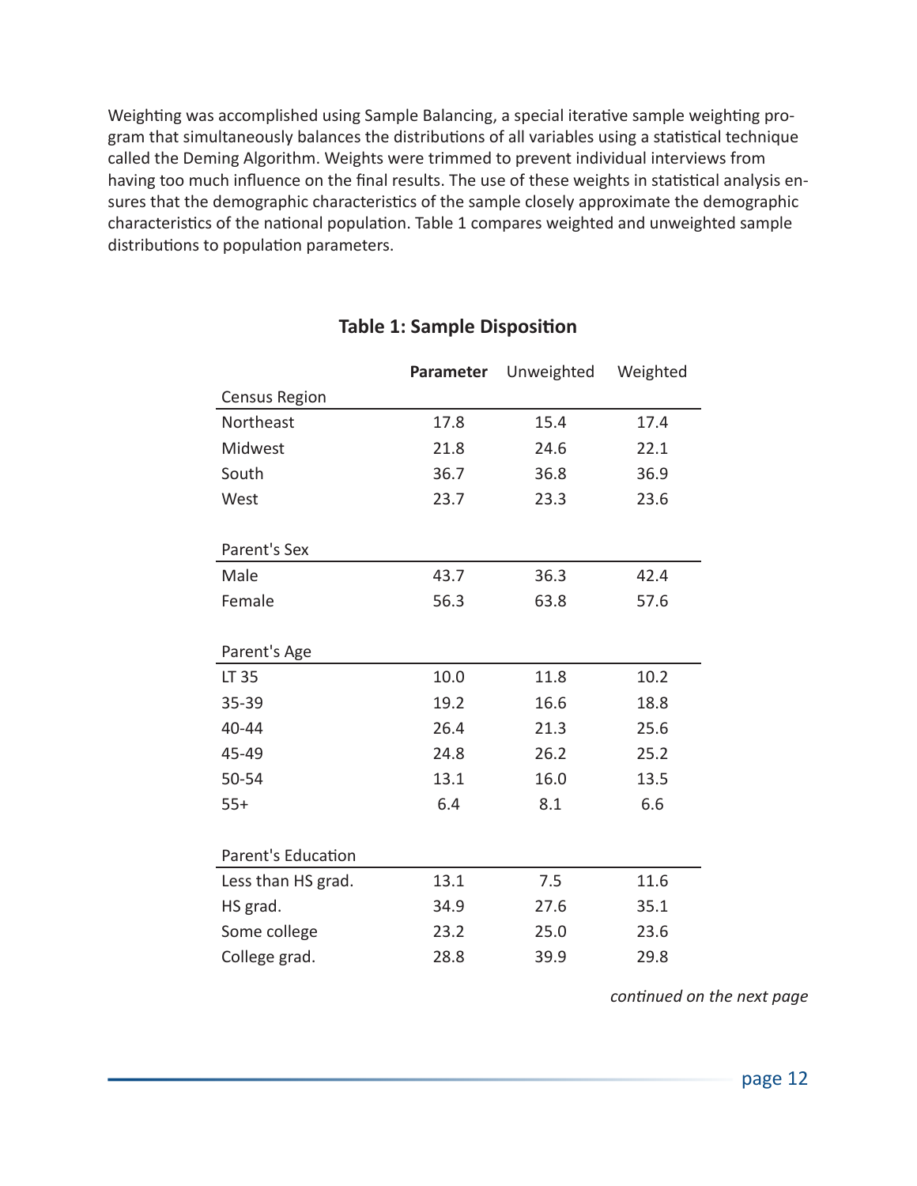Weighting was accomplished using Sample Balancing, a special iterative sample weighting program that simultaneously balances the distributions of all variables using a statistical technique called the Deming Algorithm. Weights were trimmed to prevent individual interviews from having too much influence on the final results. The use of these weights in statistical analysis ensures that the demographic characteristics of the sample closely approximate the demographic characteristics of the national population. Table 1 compares weighted and unweighted sample distributions to population parameters.

**Table 1: Sample Disposition**

| | **Parameter** | Unweighted | Weighted |
|---|---|---|---|
| Census Region | | | |
| Northeast | 17.8 | 15.4 | 17.4 |
| Midwest | 21.8 | 24.6 | 22.1 |
| South | 36.7 | 36.8 | 36.9 |
| West | 23.7 | 23.3 | 23.6 |
| Parent's Sex | | | |
| Male | 43.7 | 36.3 | 42.4 |
| Female | 56.3 | 63.8 | 57.6 |
| Parent's Age | | | |
| LT 35 | 10.0 | 11.8 | 10.2 |
| 35-39 | 19.2 | 16.6 | 18.8 |
| 40-44 | 26.4 | 21.3 | 25.6 |
| 45-49 | 24.8 | 26.2 | 25.2 |
| 50-54 | 13.1 | 16.0 | 13.5 |
| 55+ | 6.4 | 8.1 | 6.6 |
| Parent's Education | | | |
| Less than HS grad. | 13.1 | 7.5 | 11.6 |
| HS grad. | 34.9 | 27.6 | 35.1 |
| Some college | 23.2 | 25.0 | 23.6 |
| College grad. | 28.8 | 39.9 | 29.8 |

*continued on the next page*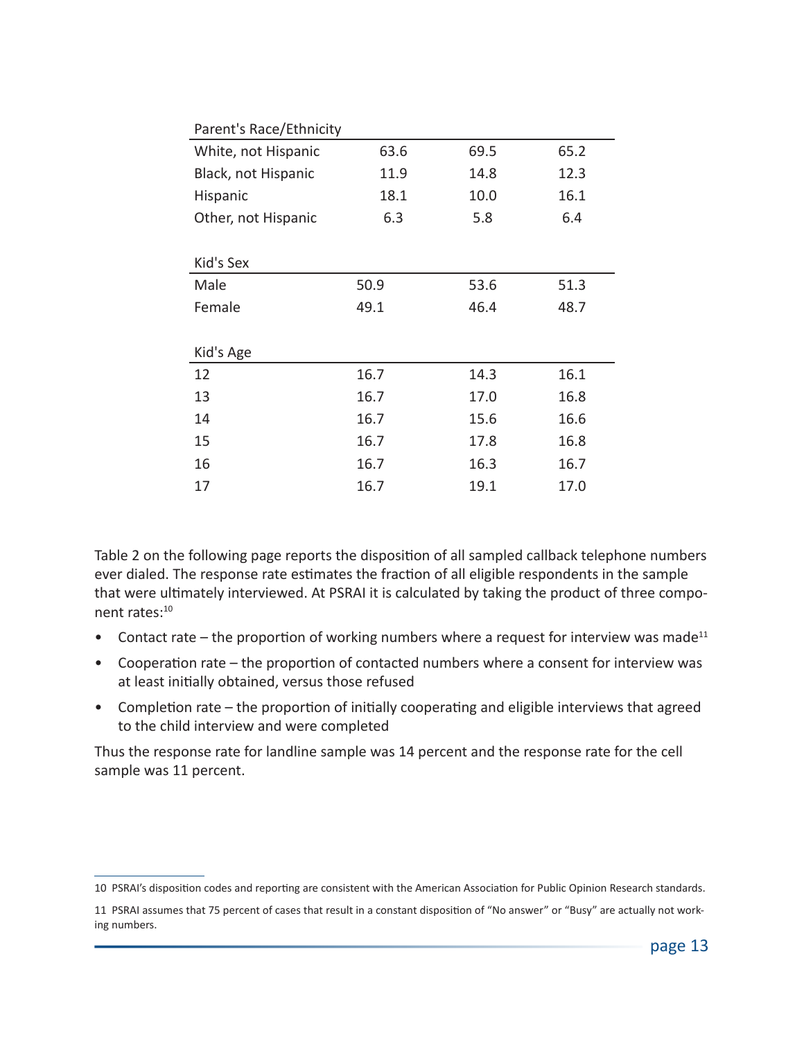| Parent's Race/Ethnicity | | | |
|---|---|---|---|
| White, not Hispanic | 63.6 | 69.5 | 65.2 |
| Black, not Hispanic | 11.9 | 14.8 | 12.3 |
| Hispanic | 18.1 | 10.0 | 16.1 |
| Other, not Hispanic | 6.3 | 5.8 | 6.4 |
| | | | |
| **Kid's Sex** | | | |
| Male | 50.9 | 53.6 | 51.3 |
| Female | 49.1 | 46.4 | 48.7 |
| | | | |
| **Kid's Age** | | | |
| 12 | 16.7 | 14.3 | 16.1 |
| 13 | 16.7 | 17.0 | 16.8 |
| 14 | 16.7 | 15.6 | 16.6 |
| 15 | 16.7 | 17.8 | 16.8 |
| 16 | 16.7 | 16.3 | 16.7 |
| 17 | 16.7 | 19.1 | 17.0 |

Table 2 on the following page reports the disposition of all sampled callback telephone numbers ever dialed. The response rate estimates the fraction of all eligible respondents in the sample that were ultimately interviewed. At PSRAI it is calculated by taking the product of three component rates:[10]

- Contact rate – the proportion of working numbers where a request for interview was made[11]
- Cooperation rate – the proportion of contacted numbers where a consent for interview was at least initially obtained, versus those refused
- Completion rate – the proportion of initially cooperating and eligible interviews that agreed to the child interview and were completed

Thus the response rate for landline sample was 14 percent and the response rate for the cell sample was 11 percent.

---

10 PSRAI's disposition codes and reporting are consistent with the American Association for Public Opinion Research standards.

11 PSRAI assumes that 75 percent of cases that result in a constant disposition of "No answer" or "Busy" are actually not working numbers.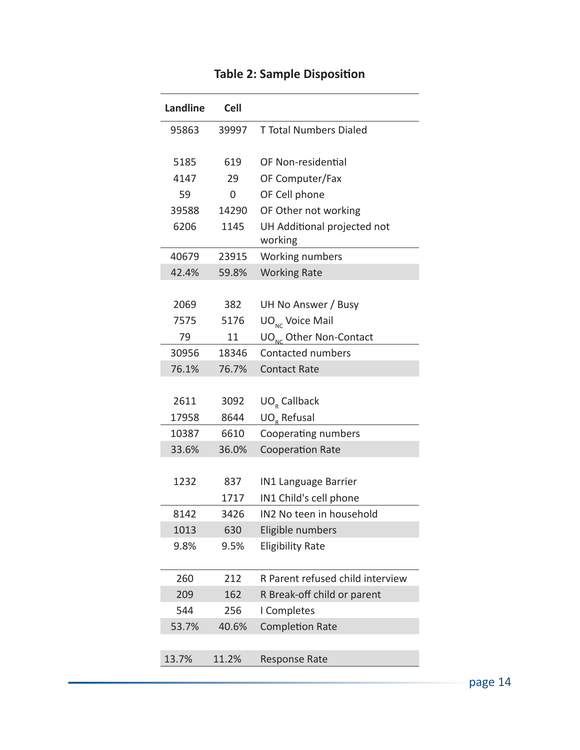**Table 2: Sample Disposition**

| Landline | Cell | |
|---|---|---|
| 95863 | 39997 | T Total Numbers Dialed |
| | | |
| 5185 | 619 | OF Non-residential |
| 4147 | 29 | OF Computer/Fax |
| 59 | 0 | OF Cell phone |
| 39588 | 14290 | OF Other not working |
| 6206 | 1145 | UH Additional projected not working |
| 40679 | 23915 | Working numbers |
| 42.4% | 59.8% | Working Rate |
| | | |
| 2069 | 382 | UH No Answer / Busy |
| 7575 | 5176 | $UO_{NC}$ Voice Mail |
| 79 | 11 | $UO_{NC}$ Other Non-Contact |
| 30956 | 18346 | Contacted numbers |
| 76.1% | 76.7% | Contact Rate |
| | | |
| 2611 | 3092 | $UO_R$ Callback |
| 17958 | 8644 | $UO_R$ Refusal |
| 10387 | 6610 | Cooperating numbers |
| 33.6% | 36.0% | Cooperation Rate |
| | | |
| 1232 | 837 | IN1 Language Barrier |
| | 1717 | IN1 Child's cell phone |
| 8142 | 3426 | IN2 No teen in household |
| 1013 | 630 | Eligible numbers |
| 9.8% | 9.5% | Eligibility Rate |
| | | |
| 260 | 212 | R Parent refused child interview |
| 209 | 162 | R Break-off child or parent |
| 544 | 256 | I Completes |
| 53.7% | 40.6% | Completion Rate |
| | | |
| 13.7% | 11.2% | Response Rate |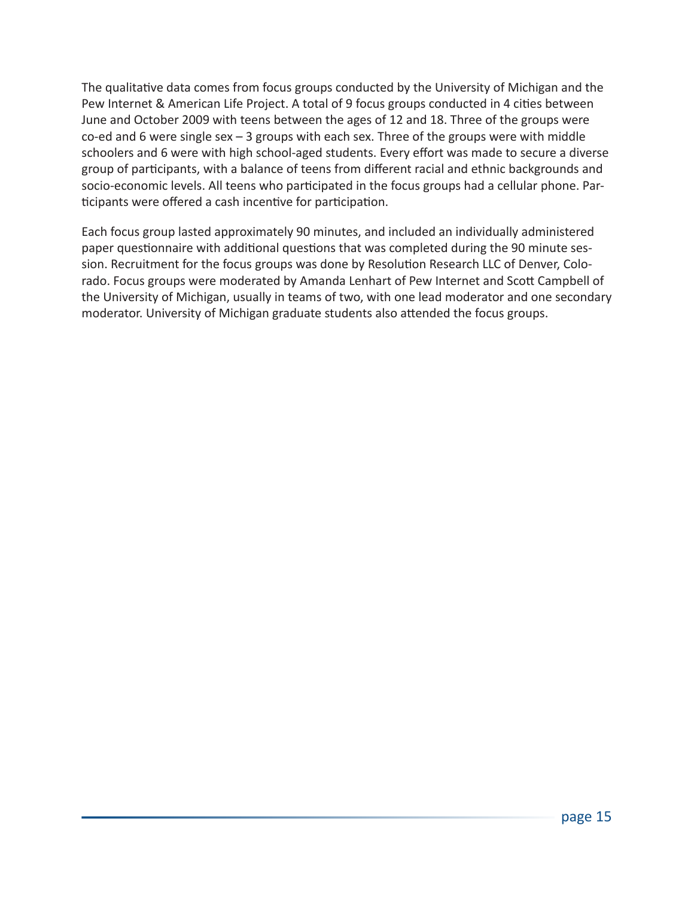The qualitative data comes from focus groups conducted by the University of Michigan and the Pew Internet & American Life Project. A total of 9 focus groups conducted in 4 cities between June and October 2009 with teens between the ages of 12 and 18. Three of the groups were co-ed and 6 were single sex – 3 groups with each sex. Three of the groups were with middle schoolers and 6 were with high school-aged students. Every effort was made to secure a diverse group of participants, with a balance of teens from different racial and ethnic backgrounds and socio-economic levels. All teens who participated in the focus groups had a cellular phone. Participants were offered a cash incentive for participation.

Each focus group lasted approximately 90 minutes, and included an individually administered paper questionnaire with additional questions that was completed during the 90 minute session. Recruitment for the focus groups was done by Resolution Research LLC of Denver, Colorado. Focus groups were moderated by Amanda Lenhart of Pew Internet and Scott Campbell of the University of Michigan, usually in teams of two, with one lead moderator and one secondary moderator. University of Michigan graduate students also attended the focus groups.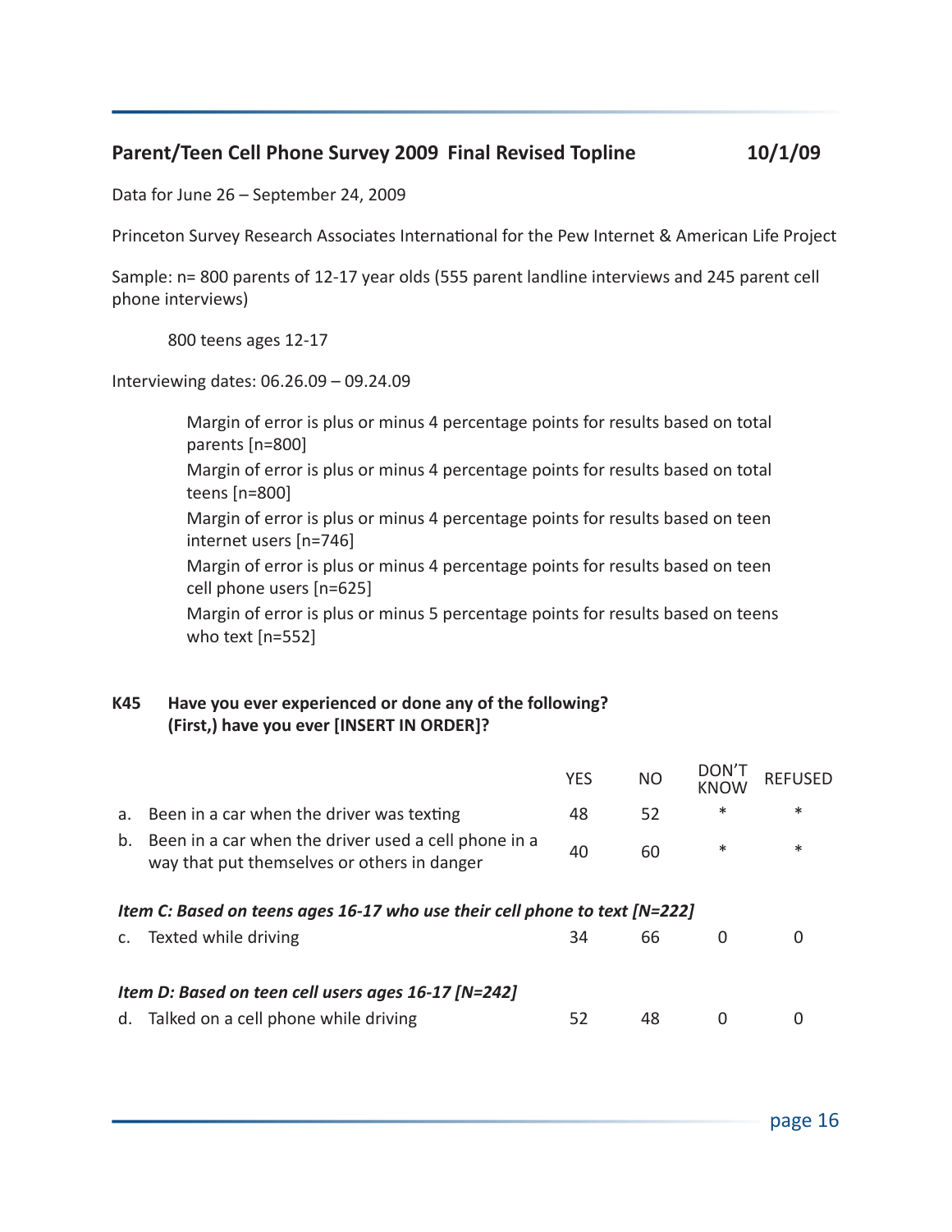## Parent/Teen Cell Phone Survey 2009 Final Revised Topline 10/1/09

Data for June 26 – September 24, 2009

Princeton Survey Research Associates International for the Pew Internet & American Life Project

Sample: n= 800 parents of 12-17 year olds (555 parent landline interviews and 245 parent cell phone interviews)

800 teens ages 12-17

Interviewing dates: 06.26.09 – 09.24.09

Margin of error is plus or minus 4 percentage points for results based on total parents [n=800]
Margin of error is plus or minus 4 percentage points for results based on total teens [n=800]
Margin of error is plus or minus 4 percentage points for results based on teen internet users [n=746]
Margin of error is plus or minus 4 percentage points for results based on teen cell phone users [n=625]
Margin of error is plus or minus 5 percentage points for results based on teens who text [n=552]

**K45 Have you ever experienced or done any of the following? (First,) have you ever [INSERT IN ORDER]?**

| | | YES | NO | DON'T KNOW | REFUSED |
|---|---|---|---|---|---|
| a. | Been in a car when the driver was texting | 48 | 52 | * | * |
| b. | Been in a car when the driver used a cell phone in a way that put themselves or others in danger | 40 | 60 | * | * |
| ***Item C: Based on teens ages 16-17 who use their cell phone to text [N=222]*** | | | | | |
| c. | Texted while driving | 34 | 66 | 0 | 0 |
| ***Item D: Based on teen cell users ages 16-17 [N=242]*** | | | | | |
| d. | Talked on a cell phone while driving | 52 | 48 | 0 | 0 |